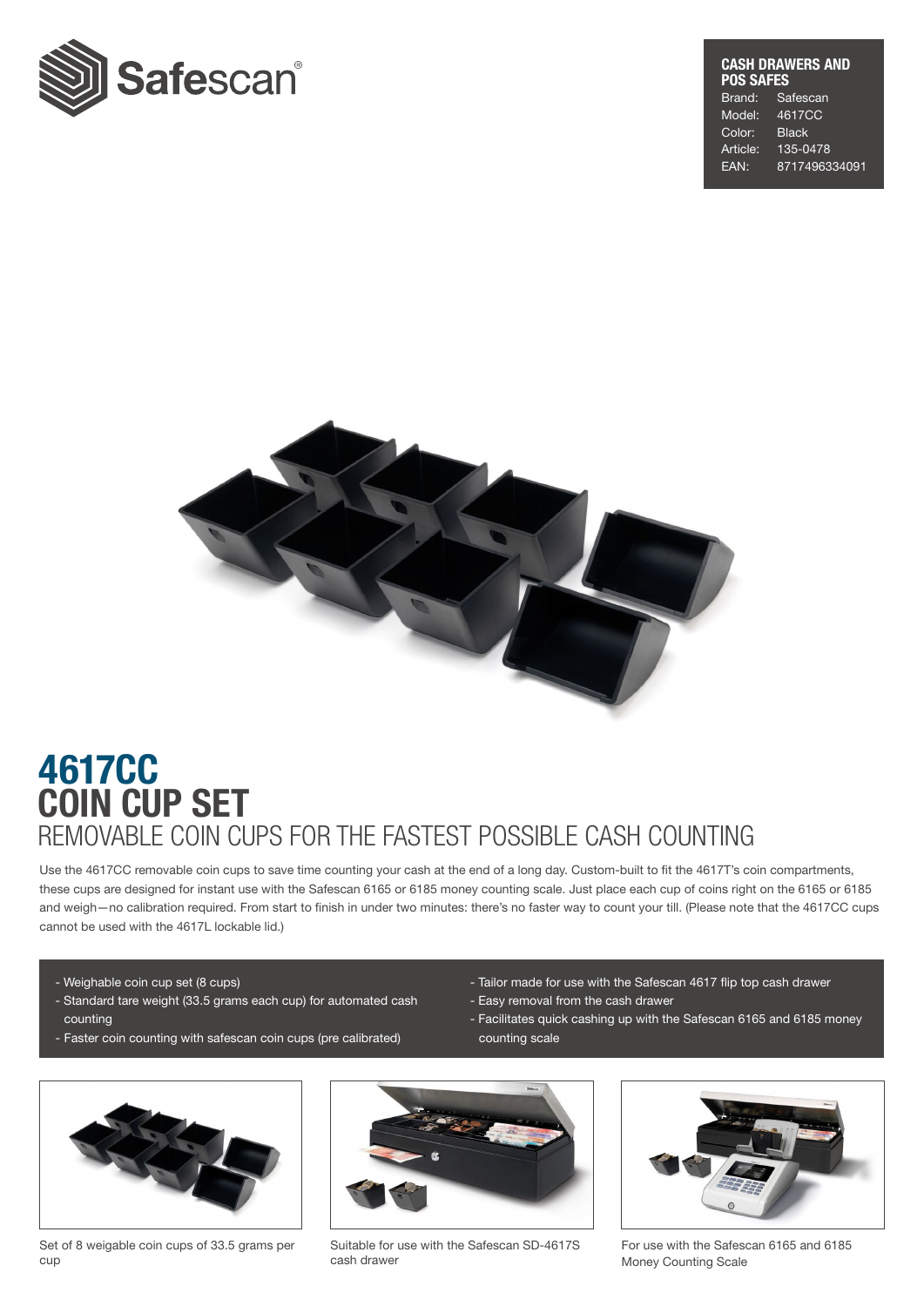**CASH DRAWERS AND POS SAFES**

| | |
|---|---|
| Brand: | Safescan |
| Model: | 4617CC |
| Color: | Black |
| Article: | 135-0478 |
| EAN: | 8717496334091 |

# 4617CC
# COIN CUP SET
## REMOVABLE COIN CUPS FOR THE FASTEST POSSIBLE CASH COUNTING

Use the 4617CC removable coin cups to save time counting your cash at the end of a long day. Custom-built to fit the 4617T's coin compartments, these cups are designed for instant use with the Safescan 6165 or 6185 money counting scale. Just place each cup of coins right on the 6165 or 6185 and weigh—no calibration required. From start to finish in under two minutes: there's no faster way to count your till. (Please note that the 4617CC cups cannot be used with the 4617L lockable lid.)

- Weighable coin cup set (8 cups)
- Standard tare weight (33.5 grams each cup) for automated cash counting
- Faster coin counting with safescan coin cups (pre calibrated)
- Tailor made for use with the Safescan 4617 flip top cash drawer
- Easy removal from the cash drawer
- Facilitates quick cashing up with the Safescan 6165 and 6185 money counting scale

Set of 8 weigable coin cups of 33.5 grams per cup

Suitable for use with the Safescan SD-4617S cash drawer

For use with the Safescan 6165 and 6185 Money Counting Scale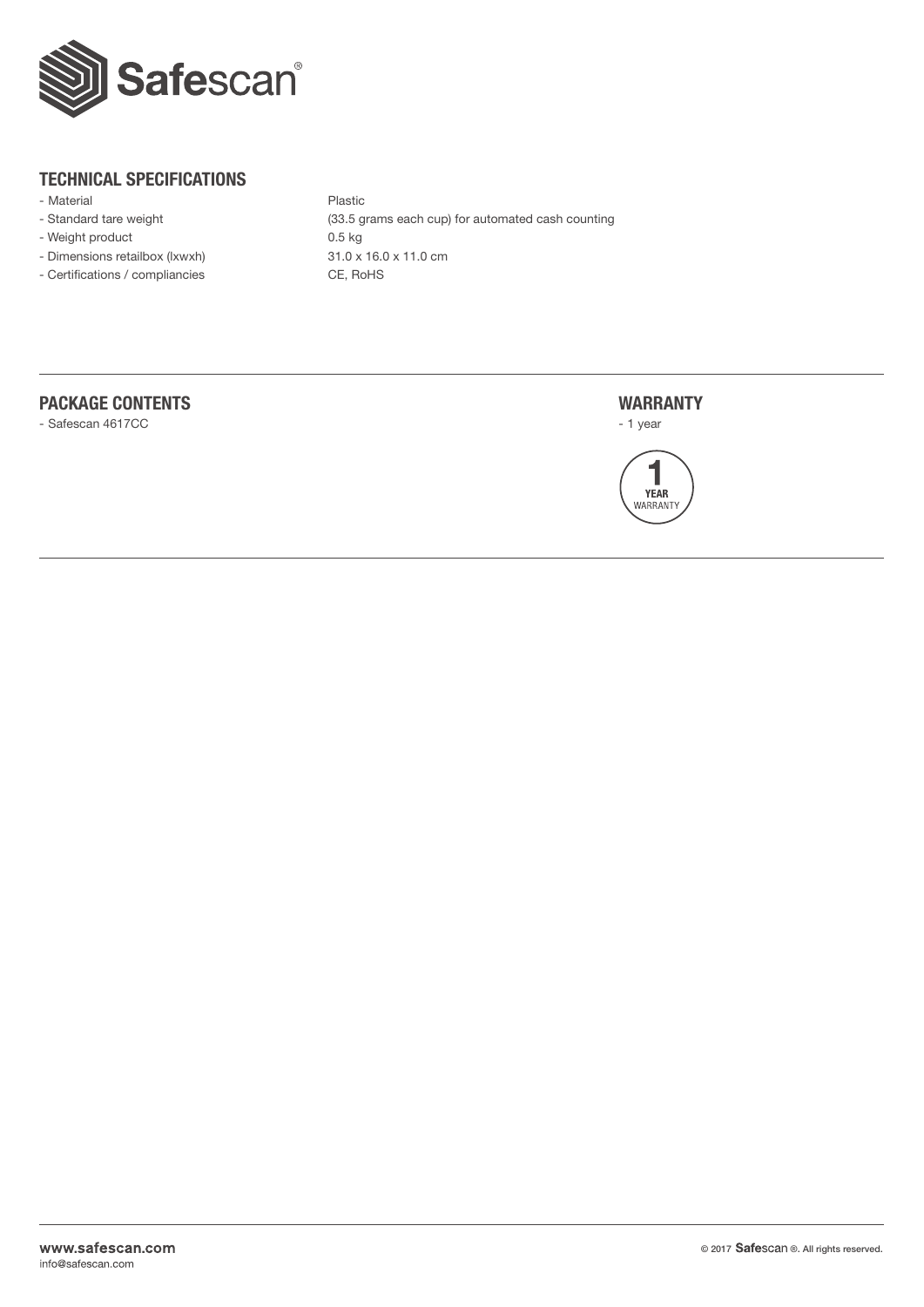## TECHNICAL SPECIFICATIONS

| | |
|---|---|
| - Material | Plastic |
| - Standard tare weight | (33.5 grams each cup) for automated cash counting |
| - Weight product | 0.5 kg |
| - Dimensions retailbox (lxwxh) | 31.0 x 16.0 x 11.0 cm |
| - Certifications / compliancies | CE, RoHS |

## PACKAGE CONTENTS

- Safescan 4617CC

## WARRANTY

- 1 year

1 YEAR WARRANTY

**www.safescan.com**
info@safescan.com

© 2017 Safescan ®. All rights reserved.